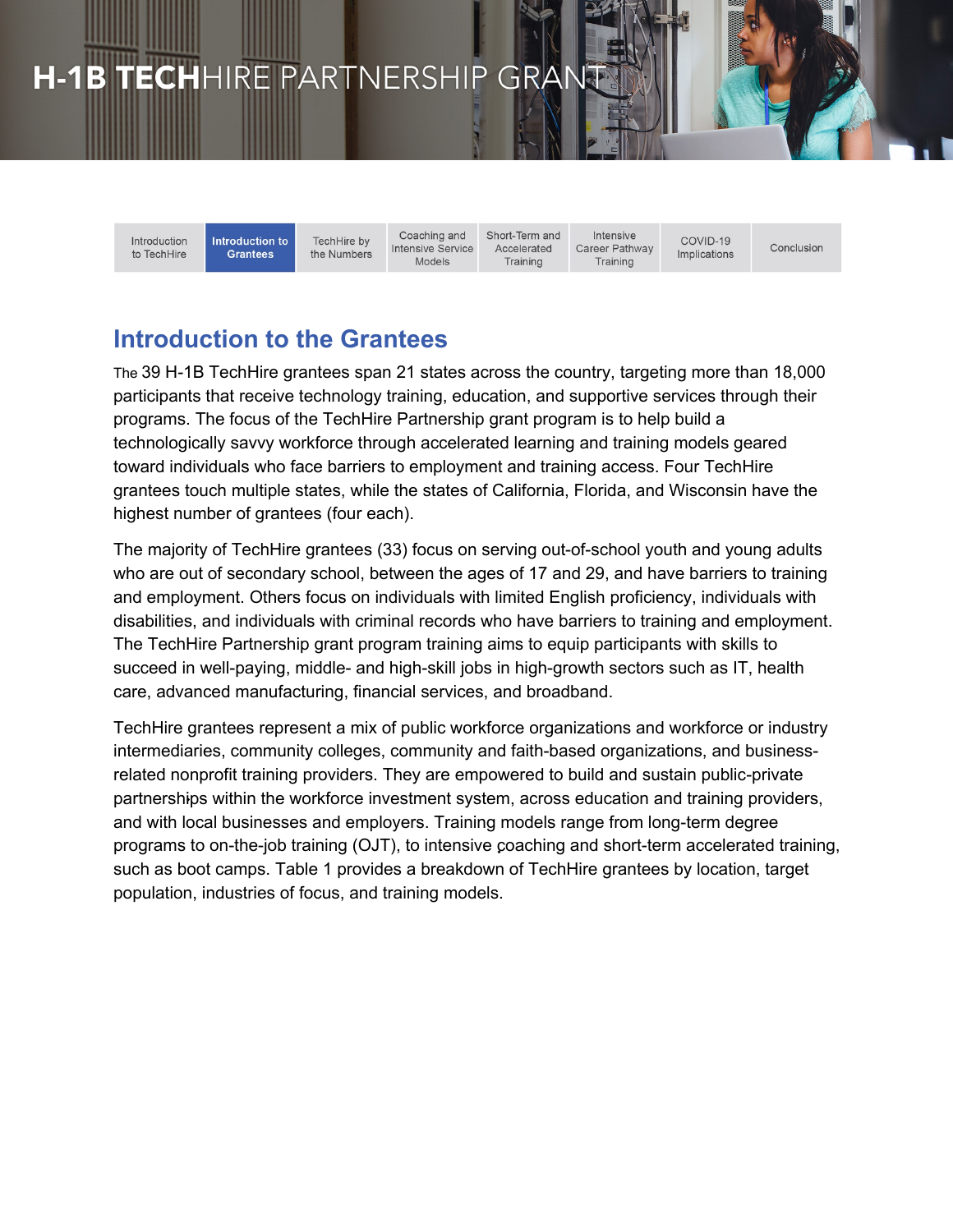# H-1B TECHHIRE PARTNERSHIP GRANT

| Introduction to TechHire | **Introduction to Grantees** | TechHire by the Numbers | Coaching and Intensive Service Models | Short-Term and Accelerated Training | Intensive Career Pathway Training | COVID-19 Implications | Conclusion |
|---|---|---|---|---|---|---|---|

## Introduction to the Grantees

The 39 H-1B TechHire grantees span 21 states across the country, targeting more than 18,000 participants that receive technology training, education, and supportive services through their programs. The focus of the TechHire Partnership grant program is to help build a technologically savvy workforce through accelerated learning and training models geared toward individuals who face barriers to employment and training access. Four TechHire grantees touch multiple states, while the states of California, Florida, and Wisconsin have the highest number of grantees (four each).

The majority of TechHire grantees (33) focus on serving out-of-school youth and young adults who are out of secondary school, between the ages of 17 and 29, and have barriers to training and employment. Others focus on individuals with limited English proficiency, individuals with disabilities, and individuals with criminal records who have barriers to training and employment. The TechHire Partnership grant program training aims to equip participants with skills to succeed in well-paying, middle- and high-skill jobs in high-growth sectors such as IT, health care, advanced manufacturing, financial services, and broadband.

TechHire grantees represent a mix of public workforce organizations and workforce or industry intermediaries, community colleges, community and faith-based organizations, and business-related nonprofit training providers. They are empowered to build and sustain public-private partnerships within the workforce investment system, across education and training providers, and with local businesses and employers. Training models range from long-term degree programs to on-the-job training (OJT), to intensive coaching and short-term accelerated training, such as boot camps. Table 1 provides a breakdown of TechHire grantees by location, target population, industries of focus, and training models.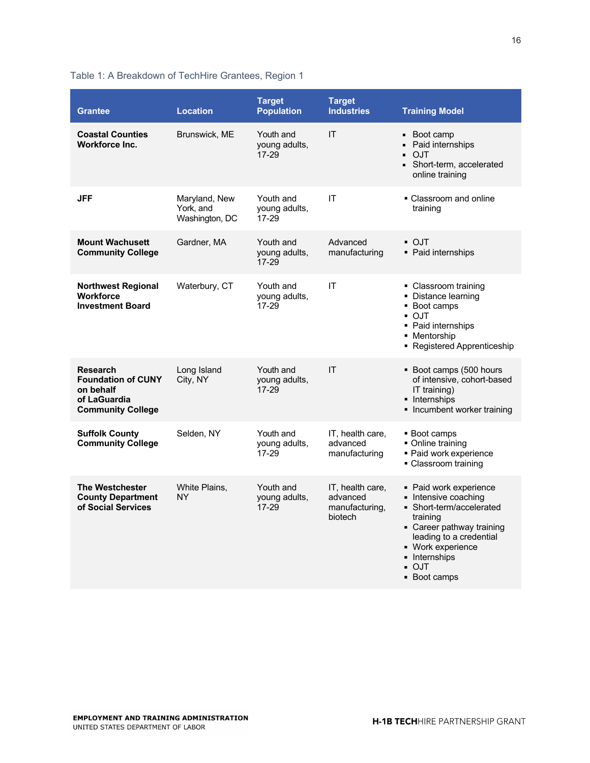Table 1: A Breakdown of TechHire Grantees, Region 1

| Grantee | Location | Target Population | Target Industries | Training Model |
|---|---|---|---|---|
| **Coastal Counties Workforce Inc.** | Brunswick, ME | Youth and young adults, 17-29 | IT | ▪ Boot camp<br>▪ Paid internships<br>▪ OJT<br>▪ Short-term, accelerated online training |
| **JFF** | Maryland, New York, and Washington, DC | Youth and young adults, 17-29 | IT | ▪ Classroom and online training |
| **Mount Wachusett Community College** | Gardner, MA | Youth and young adults, 17-29 | Advanced manufacturing | ▪ OJT<br>▪ Paid internships |
| **Northwest Regional Workforce Investment Board** | Waterbury, CT | Youth and young adults, 17-29 | IT | ▪ Classroom training<br>▪ Distance learning<br>▪ Boot camps<br>▪ OJT<br>▪ Paid internships<br>▪ Mentorship<br>▪ Registered Apprenticeship |
| **Research Foundation of CUNY on behalf of LaGuardia Community College** | Long Island City, NY | Youth and young adults, 17-29 | IT | ▪ Boot camps (500 hours of intensive, cohort-based IT training)<br>▪ Internships<br>▪ Incumbent worker training |
| **Suffolk County Community College** | Selden, NY | Youth and young adults, 17-29 | IT, health care, advanced manufacturing | ▪ Boot camps<br>▪ Online training<br>▪ Paid work experience<br>▪ Classroom training |
| **The Westchester County Department of Social Services** | White Plains, NY | Youth and young adults, 17-29 | IT, health care, advanced manufacturing, biotech | ▪ Paid work experience<br>▪ Intensive coaching<br>▪ Short-term/accelerated training<br>▪ Career pathway training leading to a credential<br>▪ Work experience<br>▪ Internships<br>▪ OJT<br>▪ Boot camps |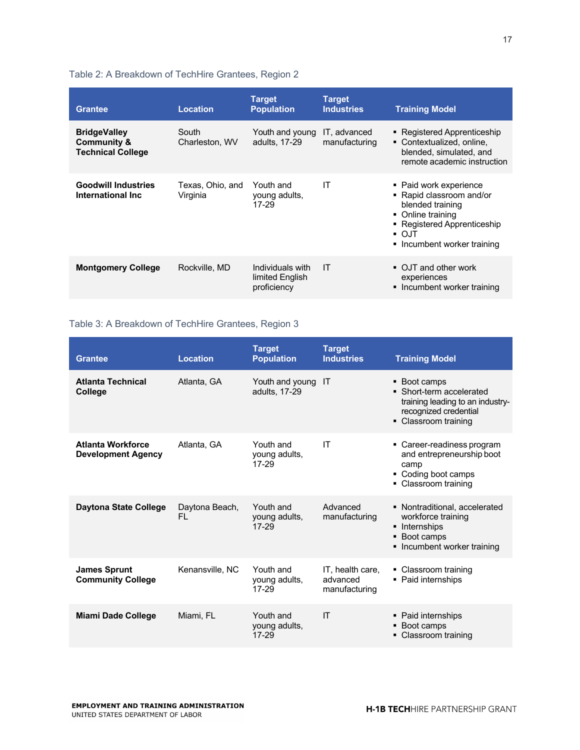Table 2: A Breakdown of TechHire Grantees, Region 2

| Grantee | Location | Target Population | Target Industries | Training Model |
| --- | --- | --- | --- | --- |
| **BridgeValley Community & Technical College** | South Charleston, WV | Youth and young adults, 17-29 | IT, advanced manufacturing | ▪ Registered Apprenticeship<br>▪ Contextualized, online, blended, simulated, and remote academic instruction |
| **Goodwill Industries International Inc** | Texas, Ohio, and Virginia | Youth and young adults, 17-29 | IT | ▪ Paid work experience<br>▪ Rapid classroom and/or blended training<br>▪ Online training<br>▪ Registered Apprenticeship<br>▪ OJT<br>▪ Incumbent worker training |
| **Montgomery College** | Rockville, MD | Individuals with limited English proficiency | IT | ▪ OJT and other work experiences<br>▪ Incumbent worker training |

Table 3: A Breakdown of TechHire Grantees, Region 3

| Grantee | Location | Target Population | Target Industries | Training Model |
| --- | --- | --- | --- | --- |
| **Atlanta Technical College** | Atlanta, GA | Youth and young adults, 17-29 | IT | ▪ Boot camps<br>▪ Short-term accelerated training leading to an industry-recognized credential<br>▪ Classroom training |
| **Atlanta Workforce Development Agency** | Atlanta, GA | Youth and young adults, 17-29 | IT | ▪ Career-readiness program and entrepreneurship boot camp<br>▪ Coding boot camps<br>▪ Classroom training |
| **Daytona State College** | Daytona Beach, FL | Youth and young adults, 17-29 | Advanced manufacturing | ▪ Nontraditional, accelerated workforce training<br>▪ Internships<br>▪ Boot camps<br>▪ Incumbent worker training |
| **James Sprunt Community College** | Kenansville, NC | Youth and young adults, 17-29 | IT, health care, advanced manufacturing | ▪ Classroom training<br>▪ Paid internships |
| **Miami Dade College** | Miami, FL | Youth and young adults, 17-29 | IT | ▪ Paid internships<br>▪ Boot camps<br>▪ Classroom training |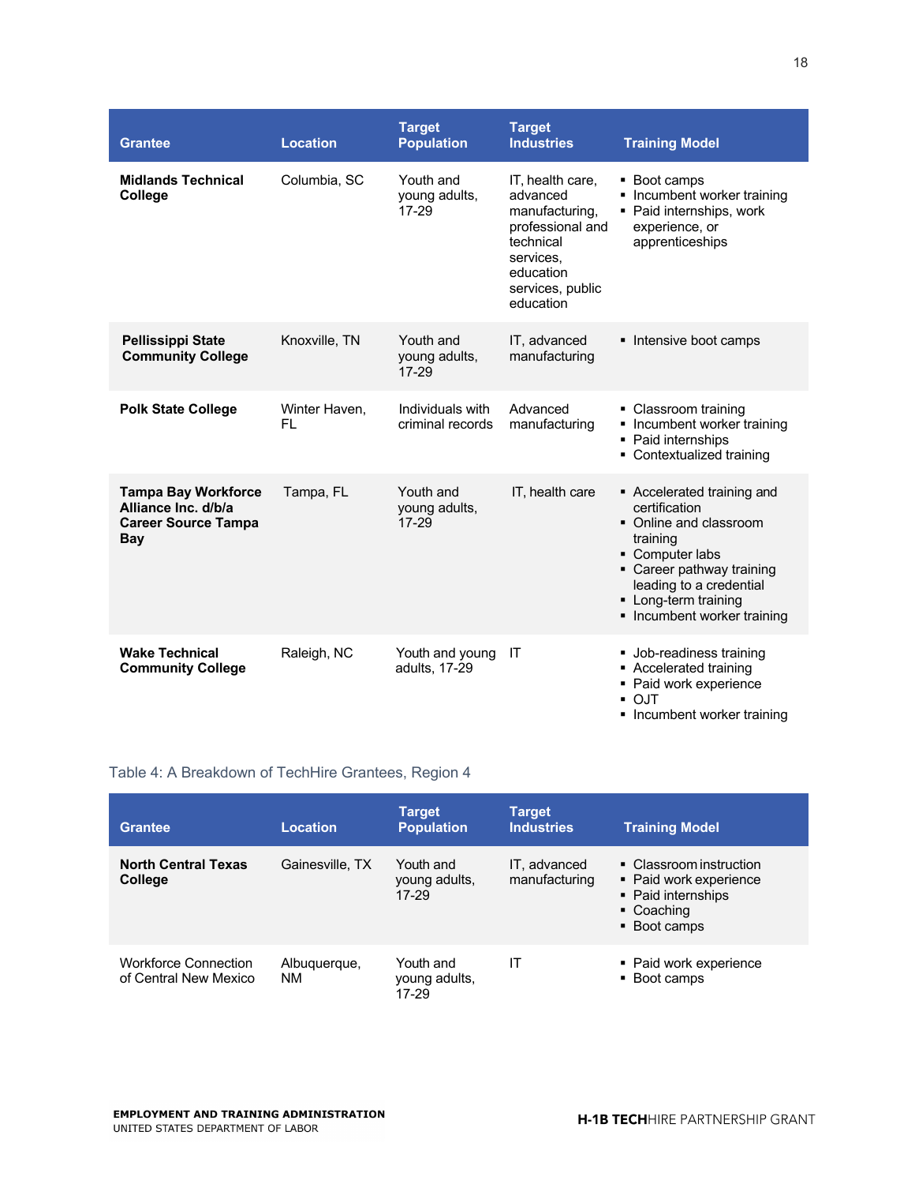| Grantee | Location | Target Population | Target Industries | Training Model |
|---|---|---|---|---|
| **Midlands Technical College** | Columbia, SC | Youth and young adults, 17-29 | IT, health care, advanced manufacturing, professional and technical services, education services, public education | ▪ Boot camps<br>▪ Incumbent worker training<br>▪ Paid internships, work experience, or apprenticeships |
| **Pellissippi State Community College** | Knoxville, TN | Youth and young adults, 17-29 | IT, advanced manufacturing | ▪ Intensive boot camps |
| **Polk State College** | Winter Haven, FL | Individuals with criminal records | Advanced manufacturing | ▪ Classroom training<br>▪ Incumbent worker training<br>▪ Paid internships<br>▪ Contextualized training |
| **Tampa Bay Workforce Alliance Inc. d/b/a Career Source Tampa Bay** | Tampa, FL | Youth and young adults, 17-29 | IT, health care | ▪ Accelerated training and certification<br>▪ Online and classroom training<br>▪ Computer labs<br>▪ Career pathway training leading to a credential<br>▪ Long-term training<br>▪ Incumbent worker training |
| **Wake Technical Community College** | Raleigh, NC | Youth and young adults, 17-29 | IT | ▪ Job-readiness training<br>▪ Accelerated training<br>▪ Paid work experience<br>▪ OJT<br>▪ Incumbent worker training |

Table 4: A Breakdown of TechHire Grantees, Region 4

| Grantee | Location | Target Population | Target Industries | Training Model |
|---|---|---|---|---|
| **North Central Texas College** | Gainesville, TX | Youth and young adults, 17-29 | IT, advanced manufacturing | ▪ Classroom instruction<br>▪ Paid work experience<br>▪ Paid internships<br>▪ Coaching<br>▪ Boot camps |
| Workforce Connection of Central New Mexico | Albuquerque, NM | Youth and young adults, 17-29 | IT | ▪ Paid work experience<br>▪ Boot camps |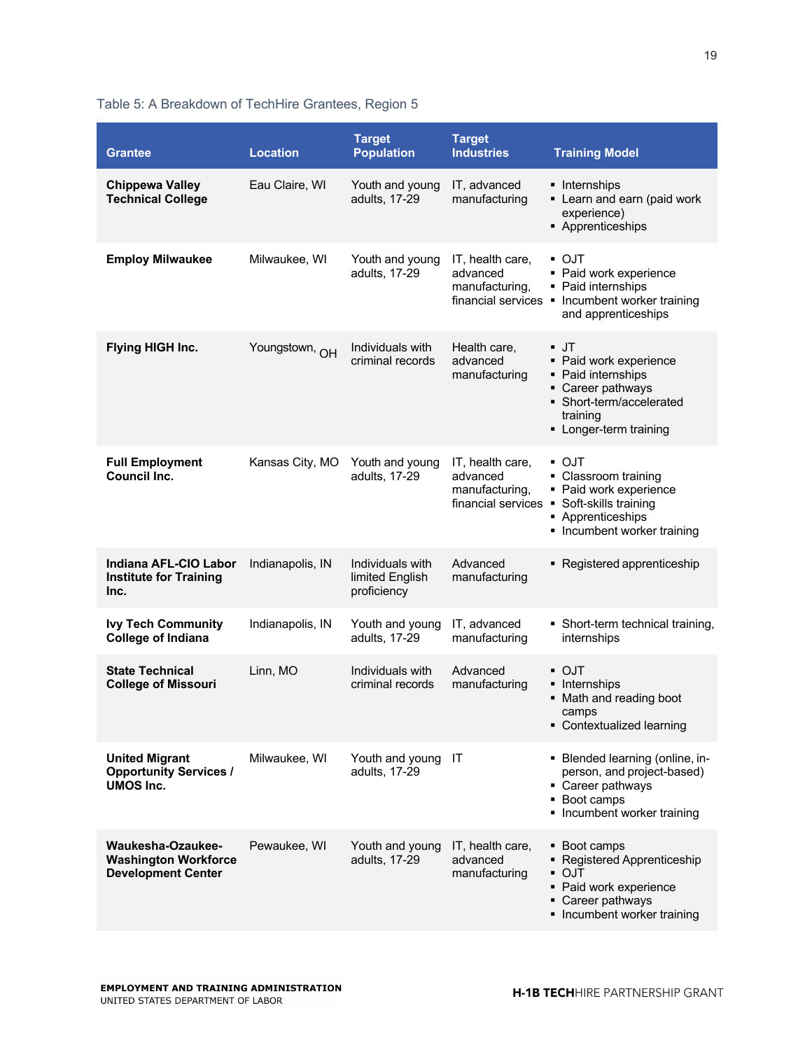Table 5: A Breakdown of TechHire Grantees, Region 5

| Grantee | Location | Target Population | Target Industries | Training Model |
|---|---|---|---|---|
| **Chippewa Valley Technical College** | Eau Claire, WI | Youth and young adults, 17-29 | IT, advanced manufacturing | ▪ Internships<br>▪ Learn and earn (paid work experience)<br>▪ Apprenticeships |
| **Employ Milwaukee** | Milwaukee, WI | Youth and young adults, 17-29 | IT, health care, advanced manufacturing, financial services | ▪ OJT<br>▪ Paid work experience<br>▪ Paid internships<br>▪ Incumbent worker training and apprenticeships |
| **Flying HIGH Inc.** | Youngstown, OH | Individuals with criminal records | Health care, advanced manufacturing | ▪ JT<br>▪ Paid work experience<br>▪ Paid internships<br>▪ Career pathways<br>▪ Short-term/accelerated training<br>▪ Longer-term training |
| **Full Employment Council Inc.** | Kansas City, MO | Youth and young adults, 17-29 | IT, health care, advanced manufacturing, financial services | ▪ OJT<br>▪ Classroom training<br>▪ Paid work experience<br>▪ Soft-skills training<br>▪ Apprenticeships<br>▪ Incumbent worker training |
| **Indiana AFL-CIO Labor Institute for Training Inc.** | Indianapolis, IN | Individuals with limited English proficiency | Advanced manufacturing | ▪ Registered apprenticeship |
| **Ivy Tech Community College of Indiana** | Indianapolis, IN | Youth and young adults, 17-29 | IT, advanced manufacturing | ▪ Short-term technical training, internships |
| **State Technical College of Missouri** | Linn, MO | Individuals with criminal records | Advanced manufacturing | ▪ OJT<br>▪ Internships<br>▪ Math and reading boot camps<br>▪ Contextualized learning |
| **United Migrant Opportunity Services / UMOS Inc.** | Milwaukee, WI | Youth and young adults, 17-29 | IT | ▪ Blended learning (online, in-person, and project-based)<br>▪ Career pathways<br>▪ Boot camps<br>▪ Incumbent worker training |
| **Waukesha-Ozaukee-Washington Workforce Development Center** | Pewaukee, WI | Youth and young adults, 17-29 | IT, health care, advanced manufacturing | ▪ Boot camps<br>▪ Registered Apprenticeship<br>▪ OJT<br>▪ Paid work experience<br>▪ Career pathways<br>▪ Incumbent worker training |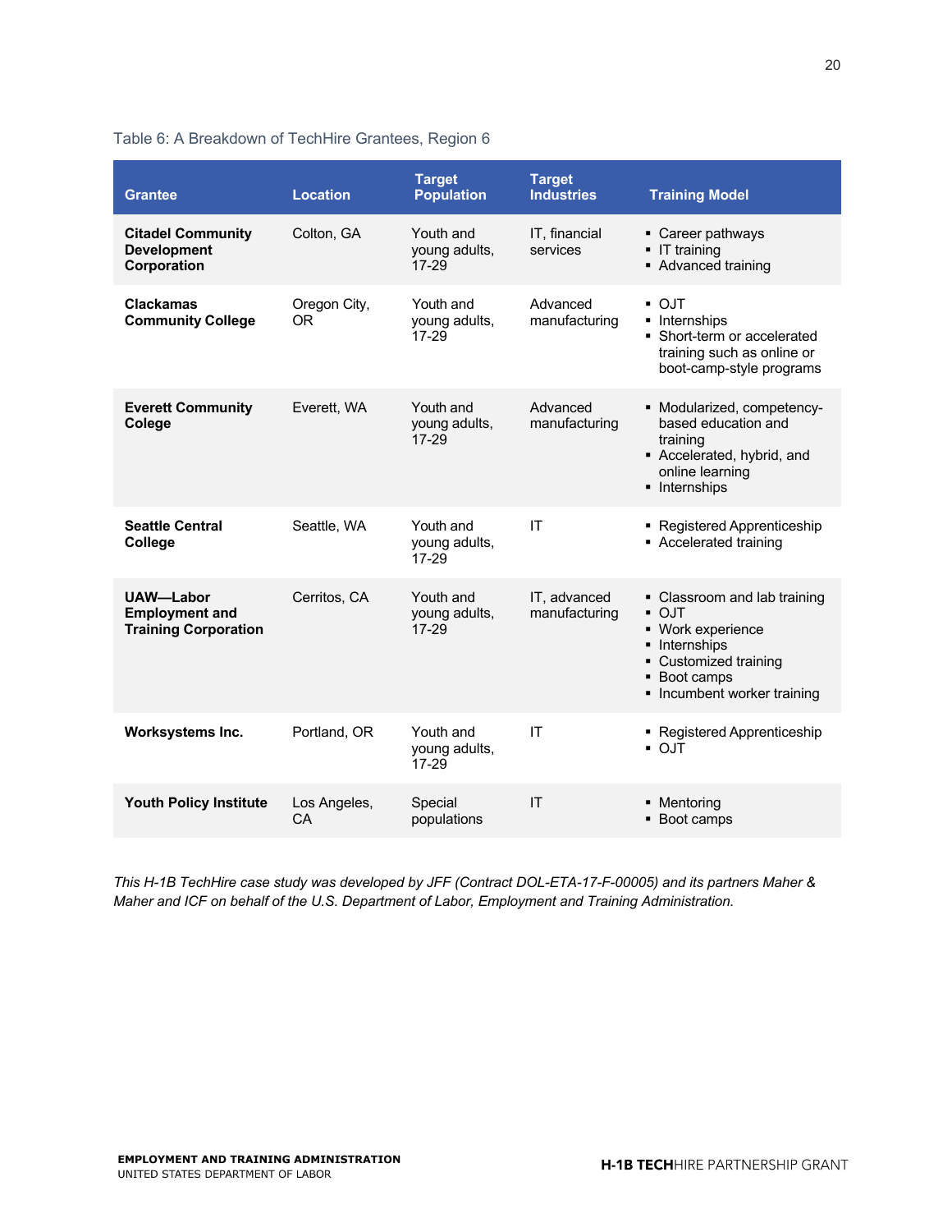Table 6: A Breakdown of TechHire Grantees, Region 6

| Grantee | Location | Target Population | Target Industries | Training Model |
|---|---|---|---|---|
| **Citadel Community Development Corporation** | Colton, GA | Youth and young adults, 17-29 | IT, financial services | ▪ Career pathways<br>▪ IT training<br>▪ Advanced training |
| **Clackamas Community College** | Oregon City, OR | Youth and young adults, 17-29 | Advanced manufacturing | ▪ OJT<br>▪ Internships<br>▪ Short-term or accelerated training such as online or boot-camp-style programs |
| **Everett Community Colege** | Everett, WA | Youth and young adults, 17-29 | Advanced manufacturing | ▪ Modularized, competency-based education and training<br>▪ Accelerated, hybrid, and online learning<br>▪ Internships |
| **Seattle Central College** | Seattle, WA | Youth and young adults, 17-29 | IT | ▪ Registered Apprenticeship<br>▪ Accelerated training |
| **UAW—Labor Employment and Training Corporation** | Cerritos, CA | Youth and young adults, 17-29 | IT, advanced manufacturing | ▪ Classroom and lab training<br>▪ OJT<br>▪ Work experience<br>▪ Internships<br>▪ Customized training<br>▪ Boot camps<br>▪ Incumbent worker training |
| **Worksystems Inc.** | Portland, OR | Youth and young adults, 17-29 | IT | ▪ Registered Apprenticeship<br>▪ OJT |
| **Youth Policy Institute** | Los Angeles, CA | Special populations | IT | ▪ Mentoring<br>▪ Boot camps |

*This H-1B TechHire case study was developed by JFF (Contract DOL-ETA-17-F-00005) and its partners Maher & Maher and ICF on behalf of the U.S. Department of Labor, Employment and Training Administration.*